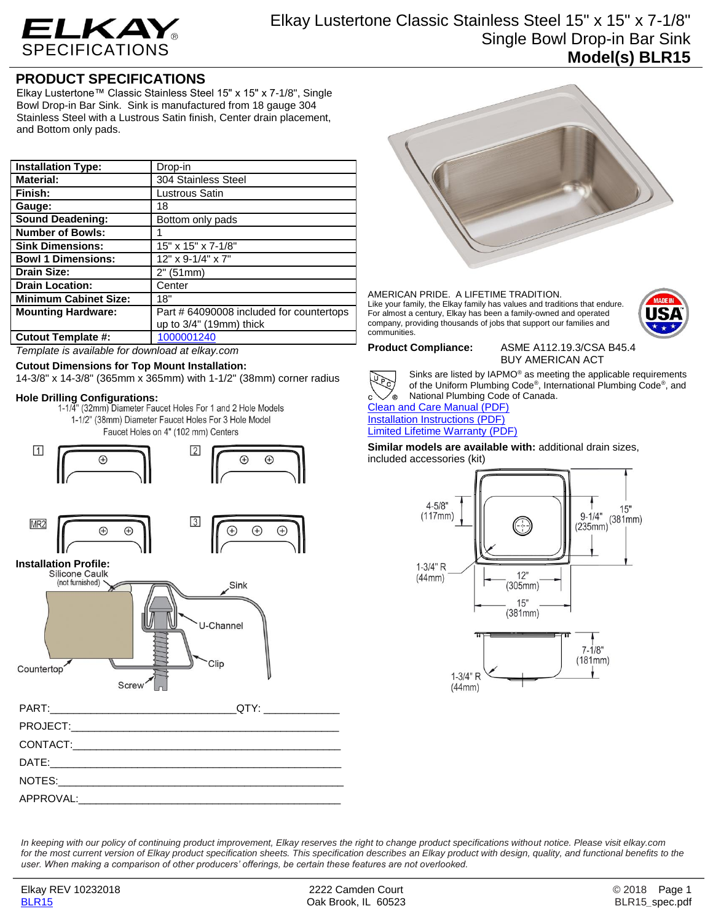# Elkay Lustertone Classic Stainless Steel 15" x 15" x 7-1/8" Single Bowl Drop-in Bar Sink

## Model(s) BLR15

ELKAY SPECIFICATIONS

## PRODUCT SPECIFICATIONS

Elkay Lustertone™ Classic Stainless Steel 15" x 15" x 7-1/8", Single Bowl Drop-in Bar Sink. Sink is manufactured from 18 gauge 304 Stainless Steel with a Lustrous Satin finish, Center drain placement, and Bottom only pads.

| | |
|---|---|
| **Installation Type:** | Drop-in |
| **Material:** | 304 Stainless Steel |
| **Finish:** | Lustrous Satin |
| **Gauge:** | 18 |
| **Sound Deadening:** | Bottom only pads |
| **Number of Bowls:** | 1 |
| **Sink Dimensions:** | 15" x 15" x 7-1/8" |
| **Bowl 1 Dimensions:** | 12" x 9-1/4" x 7" |
| **Drain Size:** | 2" (51mm) |
| **Drain Location:** | Center |
| **Minimum Cabinet Size:** | 18" |
| **Mounting Hardware:** | Part # 64090008 included for countertops up to 3/4" (19mm) thick |
| **Cutout Template #:** | 1000001240 |

*Template is available for download at elkay.com*

**Cutout Dimensions for Top Mount Installation:**
14-3/8" x 14-3/8" (365mm x 365mm) with 1-1/2" (38mm) corner radius

**Hole Drilling Configurations:**
1-1/4" (32mm) Diameter Faucet Holes For 1 and 2 Hole Models
1-1/2" (38mm) Diameter Faucet Holes For 3 Hole Model
Faucet Holes on 4" (102 mm) Centers

1 2 MR2 3

**Installation Profile:**
Silicone Caulk (not furnished), Sink, U-Channel, Clip, Countertop, Screw

AMERICAN PRIDE. A LIFETIME TRADITION.
Like your family, the Elkay family has values and traditions that endure. For almost a century, Elkay has been a family-owned and operated company, providing thousands of jobs that support our families and communities.

MADE IN USA

**Product Compliance:** ASME A112.19.3/CSA B45.4
BUY AMERICAN ACT

Sinks are listed by IAPMO® as meeting the applicable requirements of the Uniform Plumbing Code®, International Plumbing Code®, and National Plumbing Code of Canada.

Clean and Care Manual (PDF)
Installation Instructions (PDF)
Limited Lifetime Warranty (PDF)

**Similar models are available with:** additional drain sizes, included accessories (kit)

4-5/8" (117mm)
9-1/4" (235mm)
15" (381mm)
1-3/4" R (44mm)
12" (305mm)
15" (381mm)
7-1/8" (181mm)
1-3/4" R (44mm)

PART:______________________________QTY: ____________
PROJECT:___________________________________________
CONTACT:___________________________________________
DATE:______________________________________________
NOTES:_____________________________________________
APPROVAL:__________________________________________

*In keeping with our policy of continuing product improvement, Elkay reserves the right to change product specifications without notice. Please visit elkay.com for the most current version of Elkay product specification sheets. This specification describes an Elkay product with design, quality, and functional benefits to the user. When making a comparison of other producers' offerings, be certain these features are not overlooked.*

Elkay REV 10232018
BLR15
2222 Camden Court
Oak Brook, IL 60523
© 2018
BLR15_spec.pdf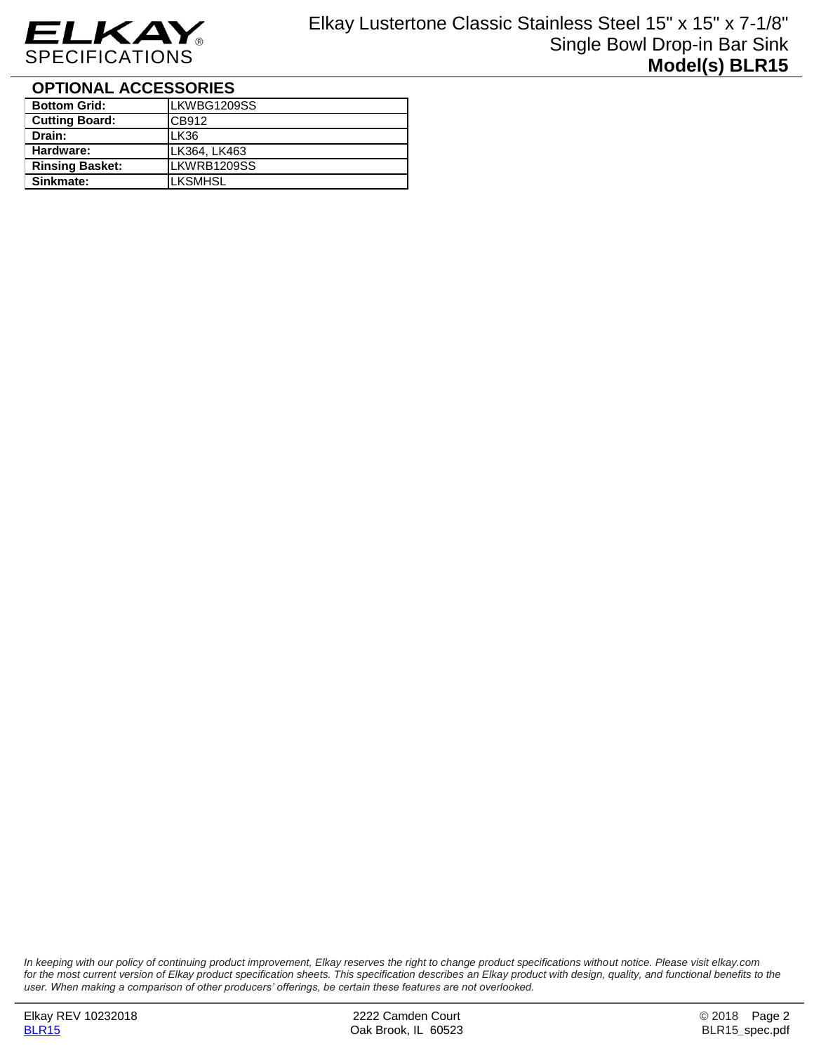## OPTIONAL ACCESSORIES

| | |
|---|---|
| **Bottom Grid:** | LKWBG1209SS |
| **Cutting Board:** | CB912 |
| **Drain:** | LK36 |
| **Hardware:** | LK364, LK463 |
| **Rinsing Basket:** | LKWRB1209SS |
| **Sinkmate:** | LKSMHSL |

*In keeping with our policy of continuing product improvement, Elkay reserves the right to change product specifications without notice. Please visit elkay.com for the most current version of Elkay product specification sheets. This specification describes an Elkay product with design, quality, and functional benefits to the user. When making a comparison of other producers' offerings, be certain these features are not overlooked.*

Elkay REV 10232018
BLR15

2222 Camden Court
Oak Brook, IL 60523

© 2018
BLR15_spec.pdf